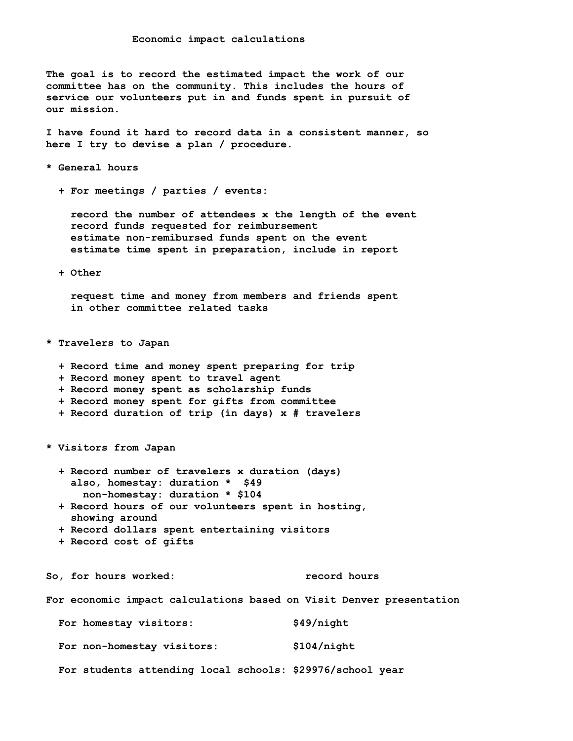# Economic impact calculations

The goal is to record the estimated impact the work of our committee has on the community. This includes the hours of service our volunteers put in and funds spent in pursuit of our mission.

I have found it hard to record data in a consistent manner, so here I try to devise a plan / procedure.

* General hours

  + For meetings / parties / events:

    record the number of attendees x the length of the event
    record funds requested for reimbursement
    estimate non-remibursed funds spent on the event
    estimate time spent in preparation, include in report

  + Other

    request time and money from members and friends spent in other committee related tasks

* Travelers to Japan

  + Record time and money spent preparing for trip
  + Record money spent to travel agent
  + Record money spent as scholarship funds
  + Record money spent for gifts from committee
  + Record duration of trip (in days) x # travelers

* Visitors from Japan

  + Record number of travelers x duration (days)
    also, homestay: duration * $49
      non-homestay: duration * $104
  + Record hours of our volunteers spent in hosting, showing around
  + Record dollars spent entertaining visitors
  + Record cost of gifts

So, for hours worked: record hours

For economic impact calculations based on Visit Denver presentation

| | |
|---|---|
| For homestay visitors: | $49/night |
| For non-homestay visitors: | $104/night |
| For students attending local schools: | $29976/school year |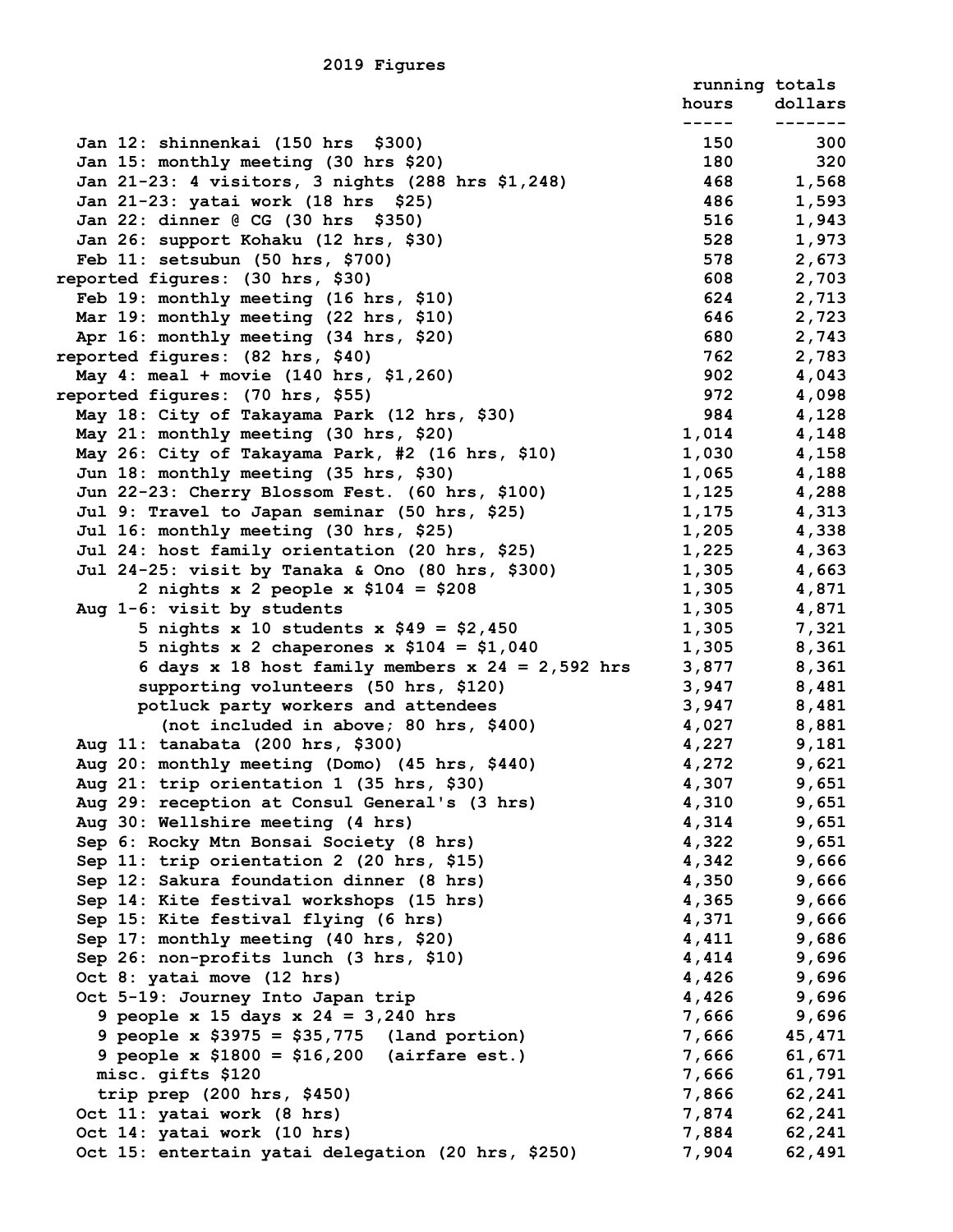## 2019 Figures

| | running totals hours | dollars |
|---|---|---|
| Jan 12: shinnenkai (150 hrs $300) | 150 | 300 |
| Jan 15: monthly meeting (30 hrs $20) | 180 | 320 |
| Jan 21-23: 4 visitors, 3 nights (288 hrs $1,248) | 468 | 1,568 |
| Jan 21-23: yatai work (18 hrs $25) | 486 | 1,593 |
| Jan 22: dinner @ CG (30 hrs $350) | 516 | 1,943 |
| Jan 26: support Kohaku (12 hrs, $30) | 528 | 1,973 |
| Feb 11: setsubun (50 hrs, $700) | 578 | 2,673 |
| reported figures: (30 hrs, $30) | 608 | 2,703 |
| Feb 19: monthly meeting (16 hrs, $10) | 624 | 2,713 |
| Mar 19: monthly meeting (22 hrs, $10) | 646 | 2,723 |
| Apr 16: monthly meeting (34 hrs, $20) | 680 | 2,743 |
| reported figures: (82 hrs, $40) | 762 | 2,783 |
| May 4: meal + movie (140 hrs, $1,260) | 902 | 4,043 |
| reported figures: (70 hrs, $55) | 972 | 4,098 |
| May 18: City of Takayama Park (12 hrs, $30) | 984 | 4,128 |
| May 21: monthly meeting (30 hrs, $20) | 1,014 | 4,148 |
| May 26: City of Takayama Park, #2 (16 hrs, $10) | 1,030 | 4,158 |
| Jun 18: monthly meeting (35 hrs, $30) | 1,065 | 4,188 |
| Jun 22-23: Cherry Blossom Fest. (60 hrs, $100) | 1,125 | 4,288 |
| Jul 9: Travel to Japan seminar (50 hrs, $25) | 1,175 | 4,313 |
| Jul 16: monthly meeting (30 hrs, $25) | 1,205 | 4,338 |
| Jul 24: host family orientation (20 hrs, $25) | 1,225 | 4,363 |
| Jul 24-25: visit by Tanaka & Ono (80 hrs, $300) | 1,305 | 4,663 |
| 2 nights x 2 people x $104 = $208 | 1,305 | 4,871 |
| Aug 1-6: visit by students | 1,305 | 4,871 |
| 5 nights x 10 students x $49 = $2,450 | 1,305 | 7,321 |
| 5 nights x 2 chaperones x $104 = $1,040 | 1,305 | 8,361 |
| 6 days x 18 host family members x 24 = 2,592 hrs | 3,877 | 8,361 |
| supporting volunteers (50 hrs, $120) | 3,947 | 8,481 |
| potluck party workers and attendees | 3,947 | 8,481 |
| (not included in above; 80 hrs, $400) | 4,027 | 8,881 |
| Aug 11: tanabata (200 hrs, $300) | 4,227 | 9,181 |
| Aug 20: monthly meeting (Domo) (45 hrs, $440) | 4,272 | 9,621 |
| Aug 21: trip orientation 1 (35 hrs, $30) | 4,307 | 9,651 |
| Aug 29: reception at Consul General's (3 hrs) | 4,310 | 9,651 |
| Aug 30: Wellshire meeting (4 hrs) | 4,314 | 9,651 |
| Sep 6: Rocky Mtn Bonsai Society (8 hrs) | 4,322 | 9,651 |
| Sep 11: trip orientation 2 (20 hrs, $15) | 4,342 | 9,666 |
| Sep 12: Sakura foundation dinner (8 hrs) | 4,350 | 9,666 |
| Sep 14: Kite festival workshops (15 hrs) | 4,365 | 9,666 |
| Sep 15: Kite festival flying (6 hrs) | 4,371 | 9,666 |
| Sep 17: monthly meeting (40 hrs, $20) | 4,411 | 9,686 |
| Sep 26: non-profits lunch (3 hrs, $10) | 4,414 | 9,696 |
| Oct 8: yatai move (12 hrs) | 4,426 | 9,696 |
| Oct 5-19: Journey Into Japan trip | 4,426 | 9,696 |
| 9 people x 15 days x 24 = 3,240 hrs | 7,666 | 9,696 |
| 9 people x $3975 = $35,775 (land portion) | 7,666 | 45,471 |
| 9 people x $1800 = $16,200 (airfare est.) | 7,666 | 61,671 |
| misc. gifts $120 | 7,666 | 61,791 |
| trip prep (200 hrs, $450) | 7,866 | 62,241 |
| Oct 11: yatai work (8 hrs) | 7,874 | 62,241 |
| Oct 14: yatai work (10 hrs) | 7,884 | 62,241 |
| Oct 15: entertain yatai delegation (20 hrs, $250) | 7,904 | 62,491 |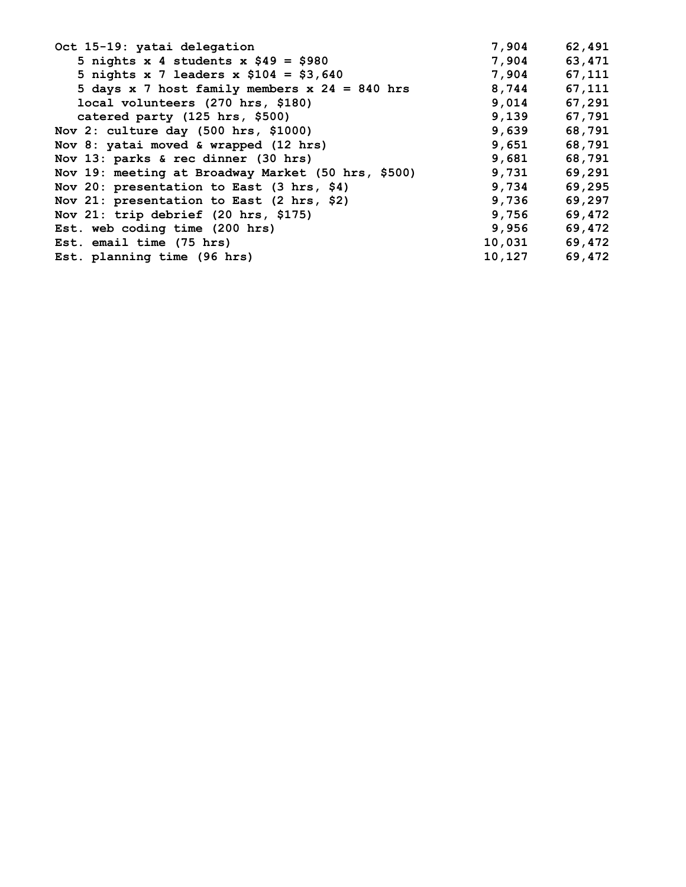| | | |
|---|---|---|
| Oct 15-19: yatai delegation | 7,904 | 62,491 |
| 5 nights x 4 students x $49 = $980 | 7,904 | 63,471 |
| 5 nights x 7 leaders x $104 = $3,640 | 7,904 | 67,111 |
| 5 days x 7 host family members x 24 = 840 hrs | 8,744 | 67,111 |
| local volunteers (270 hrs, $180) | 9,014 | 67,291 |
| catered party (125 hrs, $500) | 9,139 | 67,791 |
| Nov 2: culture day (500 hrs, $1000) | 9,639 | 68,791 |
| Nov 8: yatai moved & wrapped (12 hrs) | 9,651 | 68,791 |
| Nov 13: parks & rec dinner (30 hrs) | 9,681 | 68,791 |
| Nov 19: meeting at Broadway Market (50 hrs, $500) | 9,731 | 69,291 |
| Nov 20: presentation to East (3 hrs, $4) | 9,734 | 69,295 |
| Nov 21: presentation to East (2 hrs, $2) | 9,736 | 69,297 |
| Nov 21: trip debrief (20 hrs, $175) | 9,756 | 69,472 |
| Est. web coding time (200 hrs) | 9,956 | 69,472 |
| Est. email time (75 hrs) | 10,031 | 69,472 |
| Est. planning time (96 hrs) | 10,127 | 69,472 |